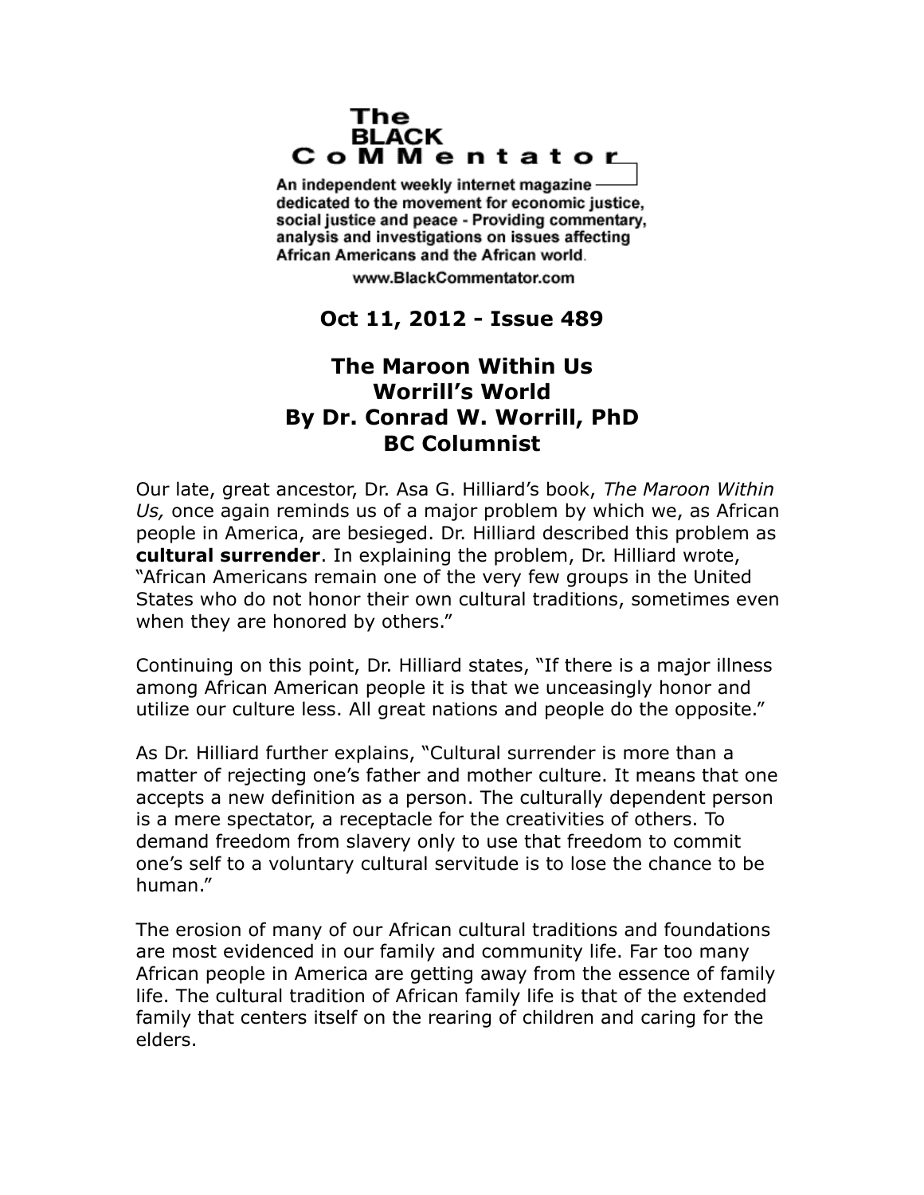**The BLACK CoMMentator**

An independent weekly internet magazine dedicated to the movement for economic justice, social justice and peace - Providing commentary, analysis and investigations on issues affecting African Americans and the African world.

www.BlackCommentator.com

**Oct 11, 2012 - Issue 489**

# The Maroon Within Us
## Worrill's World
### By Dr. Conrad W. Worrill, PhD
### BC Columnist

Our late, great ancestor, Dr. Asa G. Hilliard's book, *The Maroon Within Us,* once again reminds us of a major problem by which we, as African people in America, are besieged. Dr. Hilliard described this problem as **cultural surrender**. In explaining the problem, Dr. Hilliard wrote, "African Americans remain one of the very few groups in the United States who do not honor their own cultural traditions, sometimes even when they are honored by others."

Continuing on this point, Dr. Hilliard states, "If there is a major illness among African American people it is that we unceasingly honor and utilize our culture less. All great nations and people do the opposite."

As Dr. Hilliard further explains, "Cultural surrender is more than a matter of rejecting one's father and mother culture. It means that one accepts a new definition as a person. The culturally dependent person is a mere spectator, a receptacle for the creativities of others. To demand freedom from slavery only to use that freedom to commit one's self to a voluntary cultural servitude is to lose the chance to be human."

The erosion of many of our African cultural traditions and foundations are most evidenced in our family and community life. Far too many African people in America are getting away from the essence of family life. The cultural tradition of African family life is that of the extended family that centers itself on the rearing of children and caring for the elders.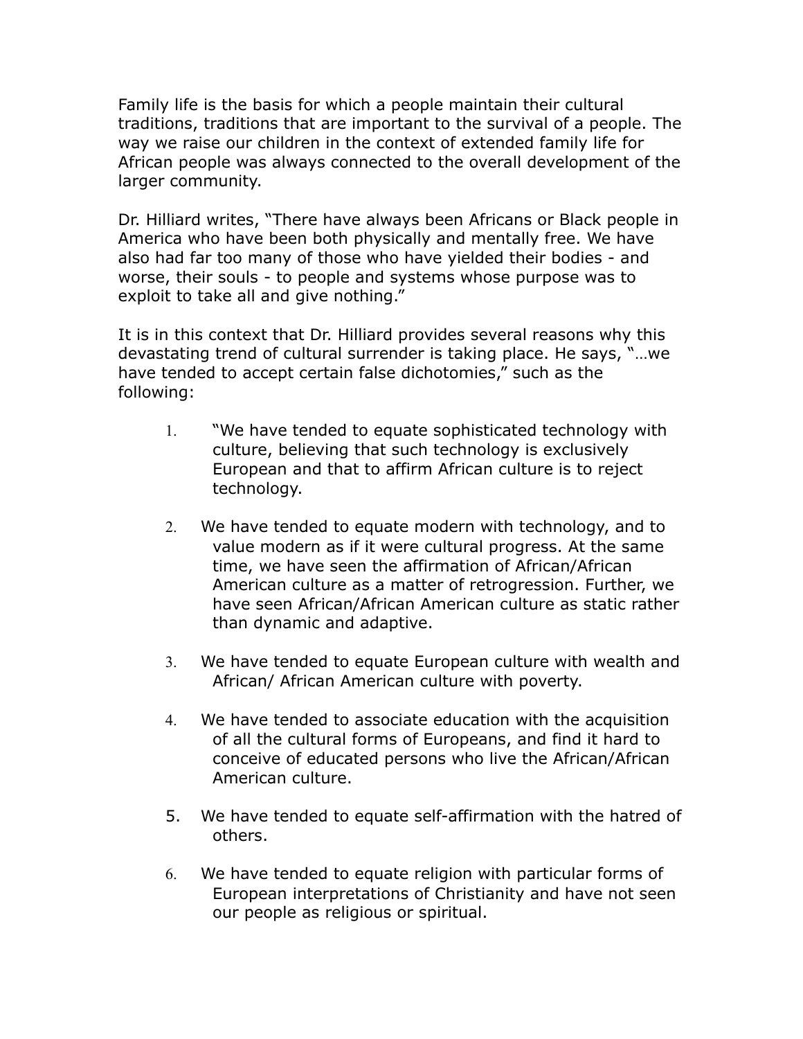Family life is the basis for which a people maintain their cultural traditions, traditions that are important to the survival of a people. The way we raise our children in the context of extended family life for African people was always connected to the overall development of the larger community.

Dr. Hilliard writes, "There have always been Africans or Black people in America who have been both physically and mentally free. We have also had far too many of those who have yielded their bodies - and worse, their souls - to people and systems whose purpose was to exploit to take all and give nothing."

It is in this context that Dr. Hilliard provides several reasons why this devastating trend of cultural surrender is taking place. He says, "…we have tended to accept certain false dichotomies," such as the following:

1. "We have tended to equate sophisticated technology with culture, believing that such technology is exclusively European and that to affirm African culture is to reject technology.

2. We have tended to equate modern with technology, and to value modern as if it were cultural progress. At the same time, we have seen the affirmation of African/African American culture as a matter of retrogression. Further, we have seen African/African American culture as static rather than dynamic and adaptive.

3. We have tended to equate European culture with wealth and African/ African American culture with poverty.

4. We have tended to associate education with the acquisition of all the cultural forms of Europeans, and find it hard to conceive of educated persons who live the African/African American culture.

5. We have tended to equate self-affirmation with the hatred of others.

6. We have tended to equate religion with particular forms of European interpretations of Christianity and have not seen our people as religious or spiritual.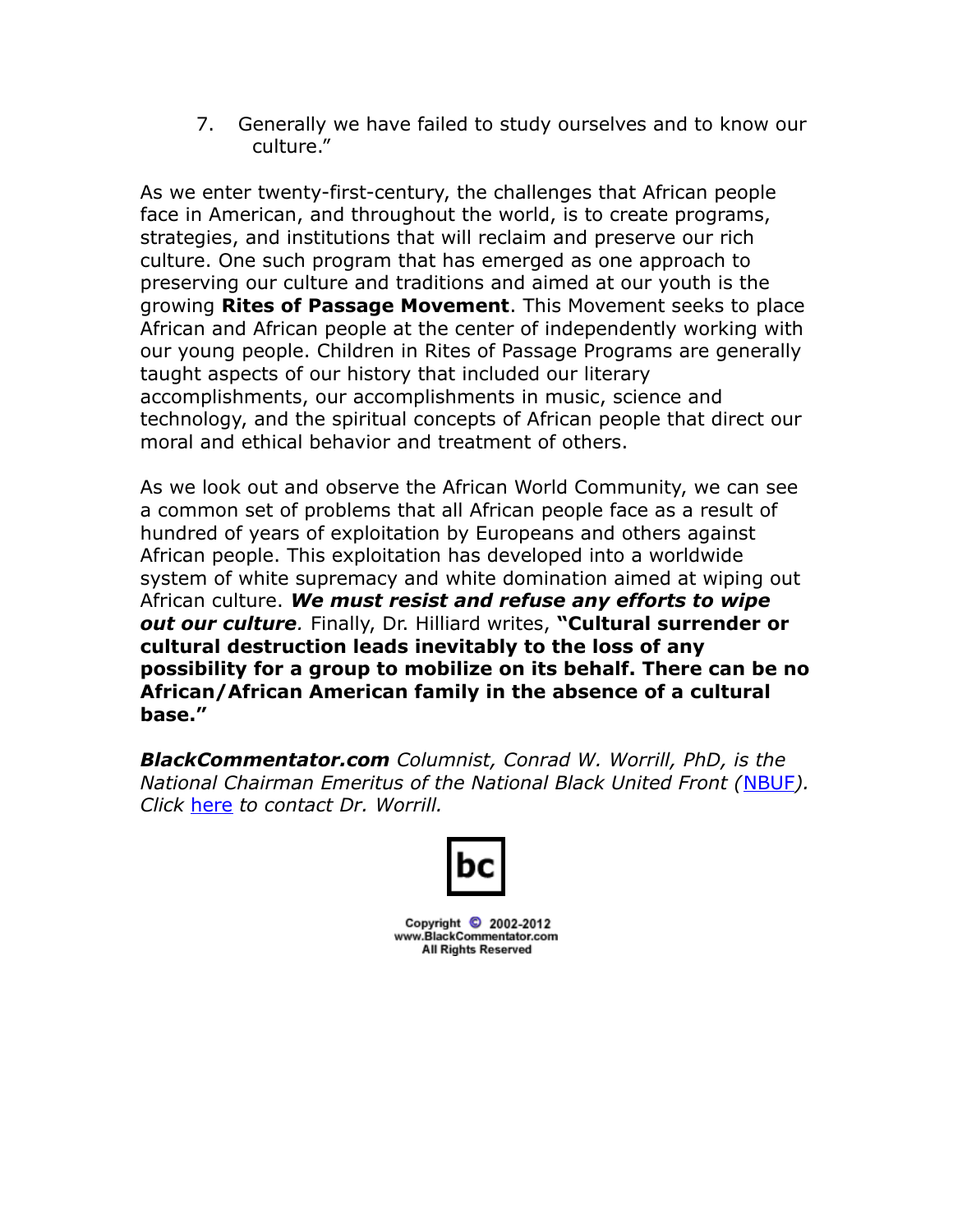7. Generally we have failed to study ourselves and to know our culture."

As we enter twenty-first-century, the challenges that African people face in American, and throughout the world, is to create programs, strategies, and institutions that will reclaim and preserve our rich culture. One such program that has emerged as one approach to preserving our culture and traditions and aimed at our youth is the growing **Rites of Passage Movement**. This Movement seeks to place African and African people at the center of independently working with our young people. Children in Rites of Passage Programs are generally taught aspects of our history that included our literary accomplishments, our accomplishments in music, science and technology, and the spiritual concepts of African people that direct our moral and ethical behavior and treatment of others.

As we look out and observe the African World Community, we can see a common set of problems that all African people face as a result of hundred of years of exploitation by Europeans and others against African people. This exploitation has developed into a worldwide system of white supremacy and white domination aimed at wiping out African culture. ***We must resist and refuse any efforts to wipe out our culture***. Finally, Dr. Hilliard writes, **"Cultural surrender or cultural destruction leads inevitably to the loss of any possibility for a group to mobilize on its behalf. There can be no African/African American family in the absence of a cultural base."**

***BlackCommentator.com*** *Columnist, Conrad W. Worrill, PhD, is the National Chairman Emeritus of the National Black United Front (*[NBUF]*). Click* [here] *to contact Dr. Worrill.*

bc

Copyright © 2002-2012
www.BlackCommentator.com
All Rights Reserved